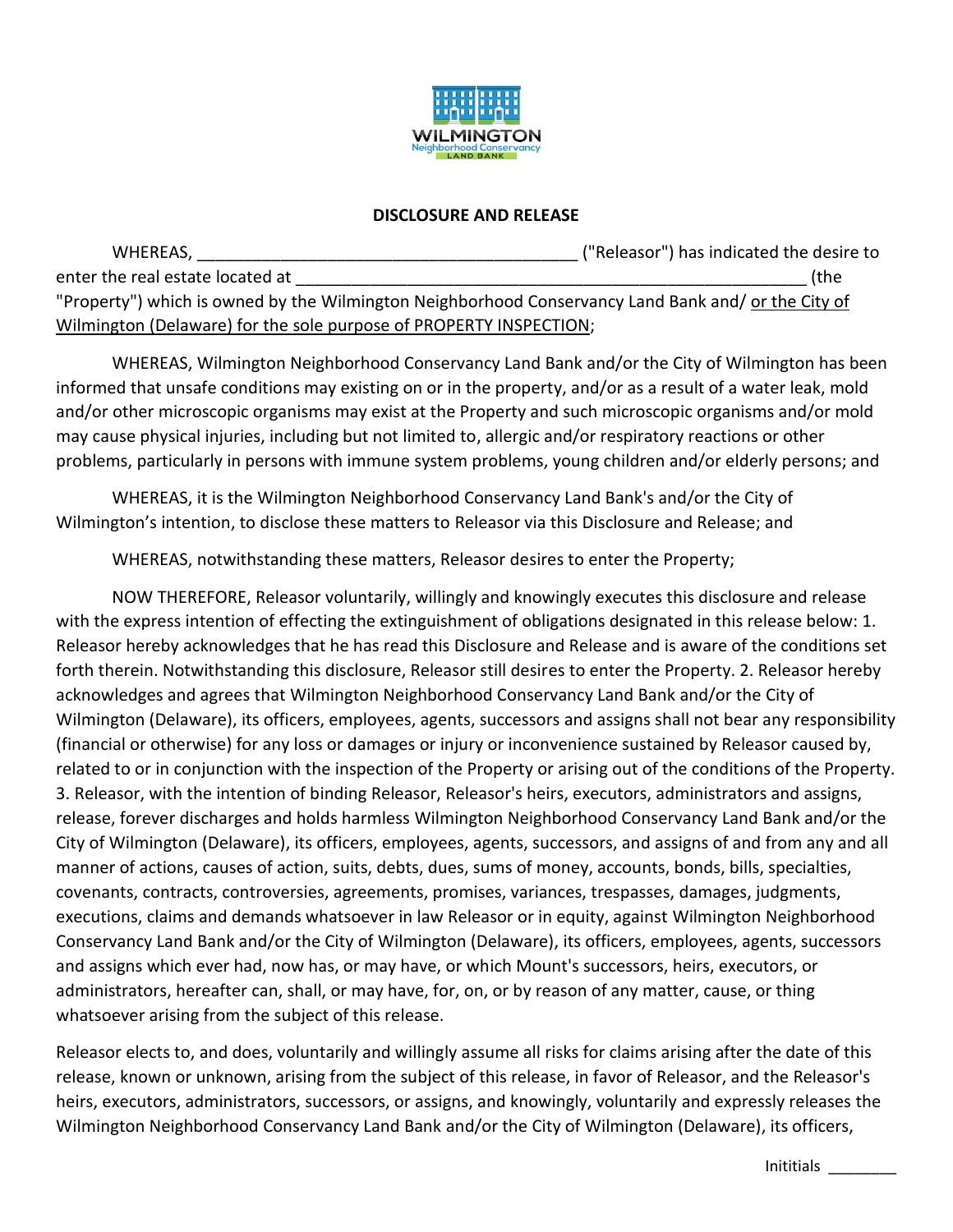WILMINGTON
Neighborhood Conservancy
LAND BANK

## DISCLOSURE AND RELEASE

WHEREAS, ________________________________________ ("Releasor") has indicated the desire to enter the real estate located at ________________________________________________________ (the "Property") which is owned by the Wilmington Neighborhood Conservancy Land Bank and/ or the City of Wilmington (Delaware) for the sole purpose of PROPERTY INSPECTION;

WHEREAS, Wilmington Neighborhood Conservancy Land Bank and/or the City of Wilmington has been informed that unsafe conditions may existing on or in the property, and/or as a result of a water leak, mold and/or other microscopic organisms may exist at the Property and such microscopic organisms and/or mold may cause physical injuries, including but not limited to, allergic and/or respiratory reactions or other problems, particularly in persons with immune system problems, young children and/or elderly persons; and

WHEREAS, it is the Wilmington Neighborhood Conservancy Land Bank's and/or the City of Wilmington's intention, to disclose these matters to Releasor via this Disclosure and Release; and

WHEREAS, notwithstanding these matters, Releasor desires to enter the Property;

NOW THEREFORE, Releasor voluntarily, willingly and knowingly executes this disclosure and release with the express intention of effecting the extinguishment of obligations designated in this release below: 1. Releasor hereby acknowledges that he has read this Disclosure and Release and is aware of the conditions set forth therein. Notwithstanding this disclosure, Releasor still desires to enter the Property. 2. Releasor hereby acknowledges and agrees that Wilmington Neighborhood Conservancy Land Bank and/or the City of Wilmington (Delaware), its officers, employees, agents, successors and assigns shall not bear any responsibility (financial or otherwise) for any loss or damages or injury or inconvenience sustained by Releasor caused by, related to or in conjunction with the inspection of the Property or arising out of the conditions of the Property. 3. Releasor, with the intention of binding Releasor, Releasor's heirs, executors, administrators and assigns, release, forever discharges and holds harmless Wilmington Neighborhood Conservancy Land Bank and/or the City of Wilmington (Delaware), its officers, employees, agents, successors, and assigns of and from any and all manner of actions, causes of action, suits, debts, dues, sums of money, accounts, bonds, bills, specialties, covenants, contracts, controversies, agreements, promises, variances, trespasses, damages, judgments, executions, claims and demands whatsoever in law Releasor or in equity, against Wilmington Neighborhood Conservancy Land Bank and/or the City of Wilmington (Delaware), its officers, employees, agents, successors and assigns which ever had, now has, or may have, or which Mount's successors, heirs, executors, or administrators, hereafter can, shall, or may have, for, on, or by reason of any matter, cause, or thing whatsoever arising from the subject of this release.

Releasor elects to, and does, voluntarily and willingly assume all risks for claims arising after the date of this release, known or unknown, arising from the subject of this release, in favor of Releasor, and the Releasor's heirs, executors, administrators, successors, or assigns, and knowingly, voluntarily and expressly releases the Wilmington Neighborhood Conservancy Land Bank and/or the City of Wilmington (Delaware), its officers,

Inititials ________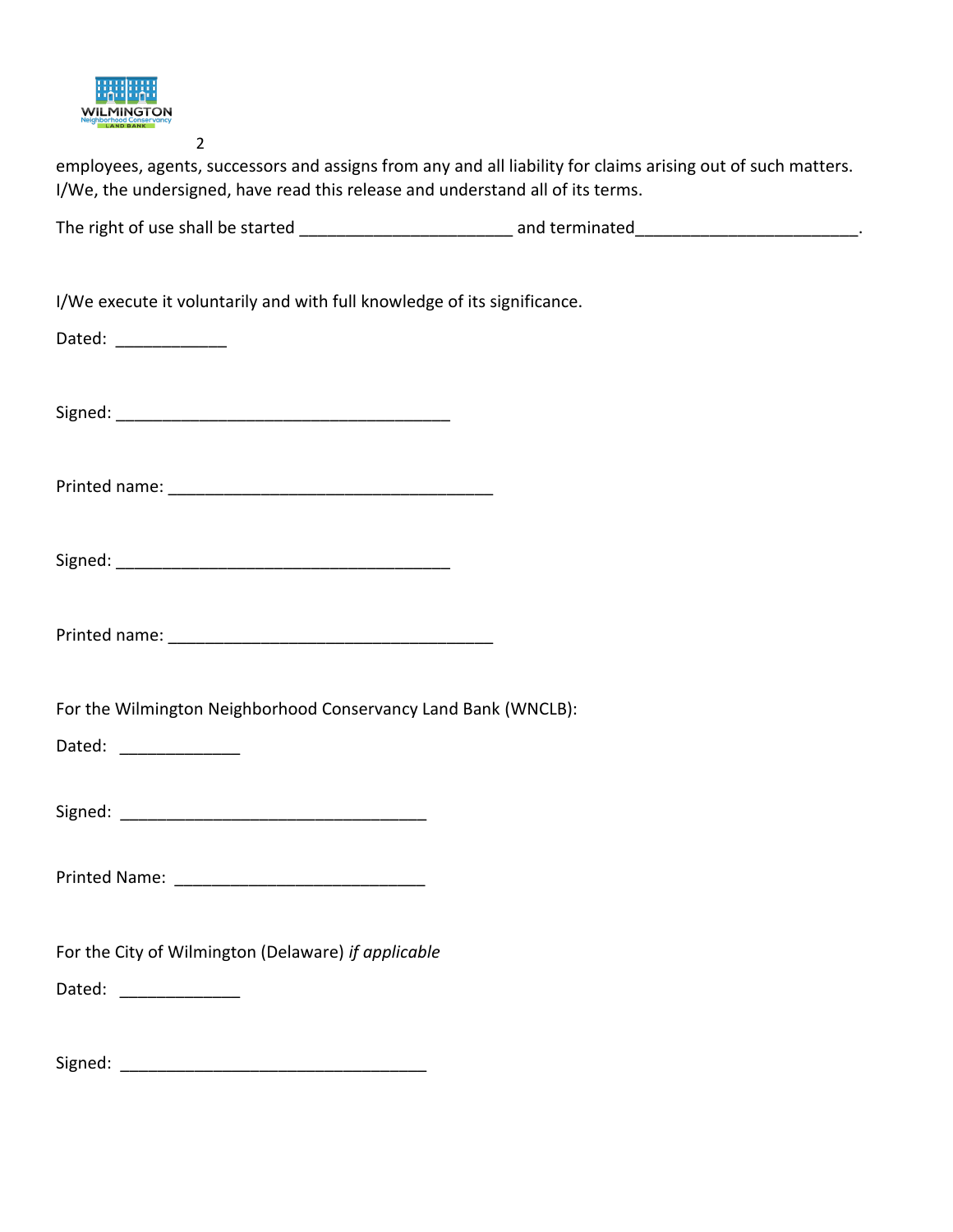employees, agents, successors and assigns from any and all liability for claims arising out of such matters. I/We, the undersigned, have read this release and understand all of its terms.

The right of use shall be started ______________________ and terminated_______________________.

I/We execute it voluntarily and with full knowledge of its significance.

Dated: ____________

Signed: ___________________________________

Printed name: ___________________________________

Signed: ___________________________________

Printed name: ___________________________________

For the Wilmington Neighborhood Conservancy Land Bank (WNCLB):

Dated: _____________

Signed: ________________________________

Printed Name: __________________________

For the City of Wilmington (Delaware) *if applicable*

Dated: _____________

Signed: ________________________________